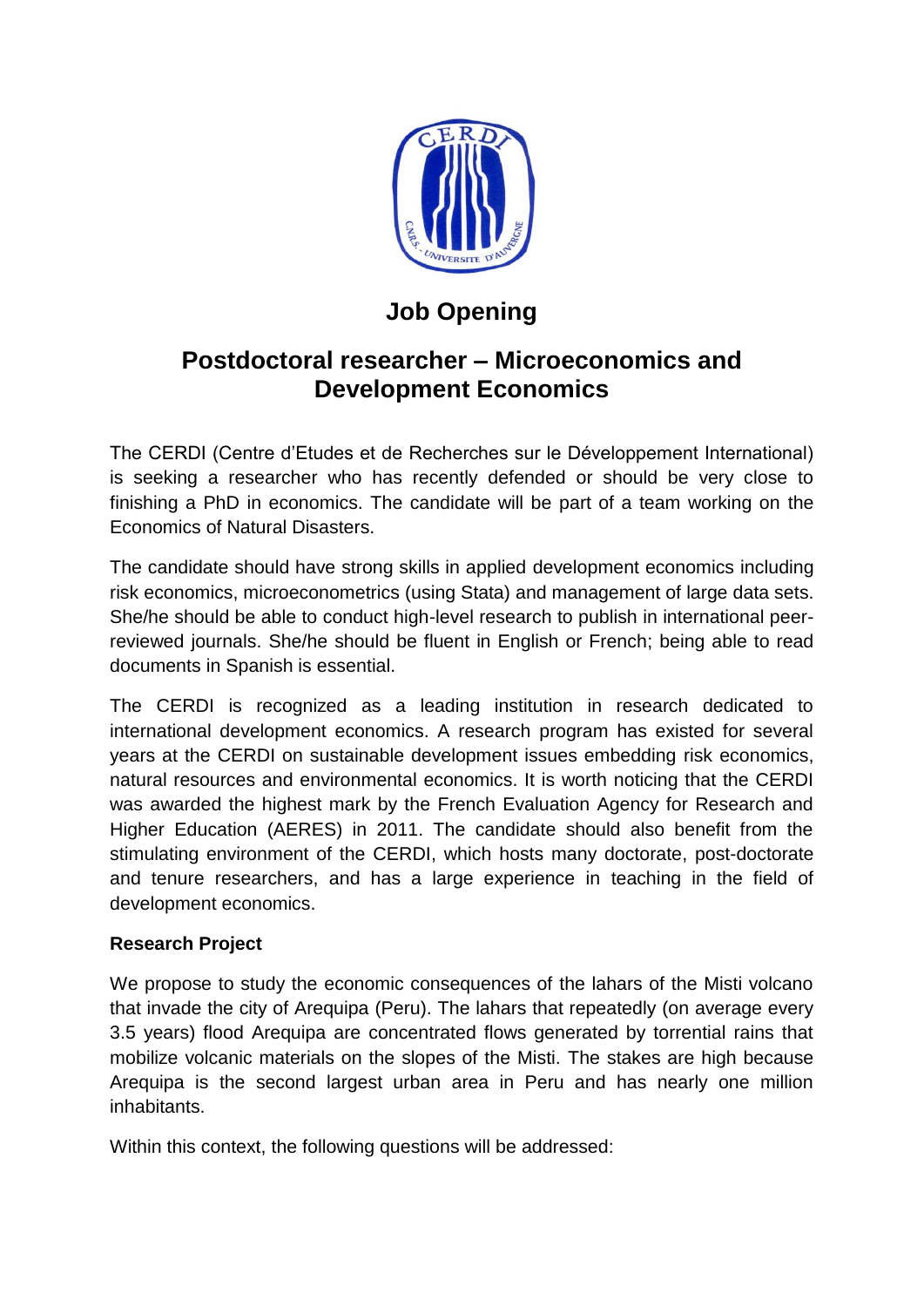# Job Opening

## Postdoctoral researcher – Microeconomics and Development Economics

The CERDI (Centre d'Etudes et de Recherches sur le Développement International) is seeking a researcher who has recently defended or should be very close to finishing a PhD in economics. The candidate will be part of a team working on the Economics of Natural Disasters.

The candidate should have strong skills in applied development economics including risk economics, microeconometrics (using Stata) and management of large data sets. She/he should be able to conduct high-level research to publish in international peer-reviewed journals. She/he should be fluent in English or French; being able to read documents in Spanish is essential.

The CERDI is recognized as a leading institution in research dedicated to international development economics. A research program has existed for several years at the CERDI on sustainable development issues embedding risk economics, natural resources and environmental economics. It is worth noticing that the CERDI was awarded the highest mark by the French Evaluation Agency for Research and Higher Education (AERES) in 2011. The candidate should also benefit from the stimulating environment of the CERDI, which hosts many doctorate, post-doctorate and tenure researchers, and has a large experience in teaching in the field of development economics.

**Research Project**

We propose to study the economic consequences of the lahars of the Misti volcano that invade the city of Arequipa (Peru). The lahars that repeatedly (on average every 3.5 years) flood Arequipa are concentrated flows generated by torrential rains that mobilize volcanic materials on the slopes of the Misti. The stakes are high because Arequipa is the second largest urban area in Peru and has nearly one million inhabitants.

Within this context, the following questions will be addressed: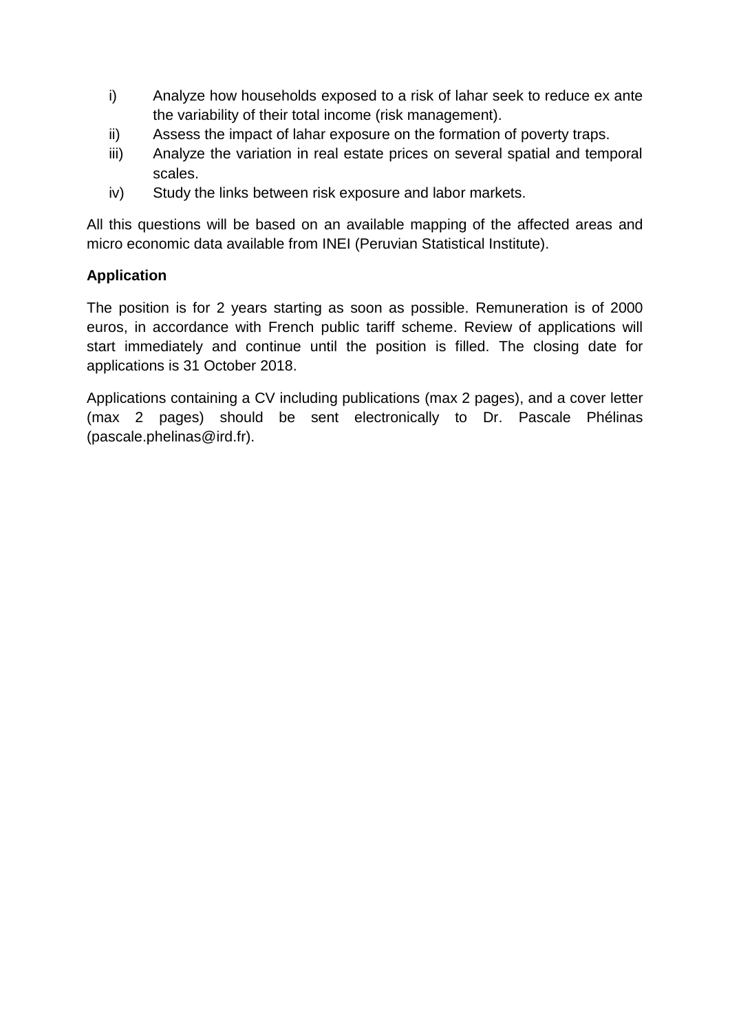i) Analyze how households exposed to a risk of lahar seek to reduce ex ante the variability of their total income (risk management).
ii) Assess the impact of lahar exposure on the formation of poverty traps.
iii) Analyze the variation in real estate prices on several spatial and temporal scales.
iv) Study the links between risk exposure and labor markets.

All this questions will be based on an available mapping of the affected areas and micro economic data available from INEI (Peruvian Statistical Institute).

**Application**

The position is for 2 years starting as soon as possible. Remuneration is of 2000 euros, in accordance with French public tariff scheme. Review of applications will start immediately and continue until the position is filled. The closing date for applications is 31 October 2018.

Applications containing a CV including publications (max 2 pages), and a cover letter (max 2 pages) should be sent electronically to Dr. Pascale Phélinas (pascale.phelinas@ird.fr).